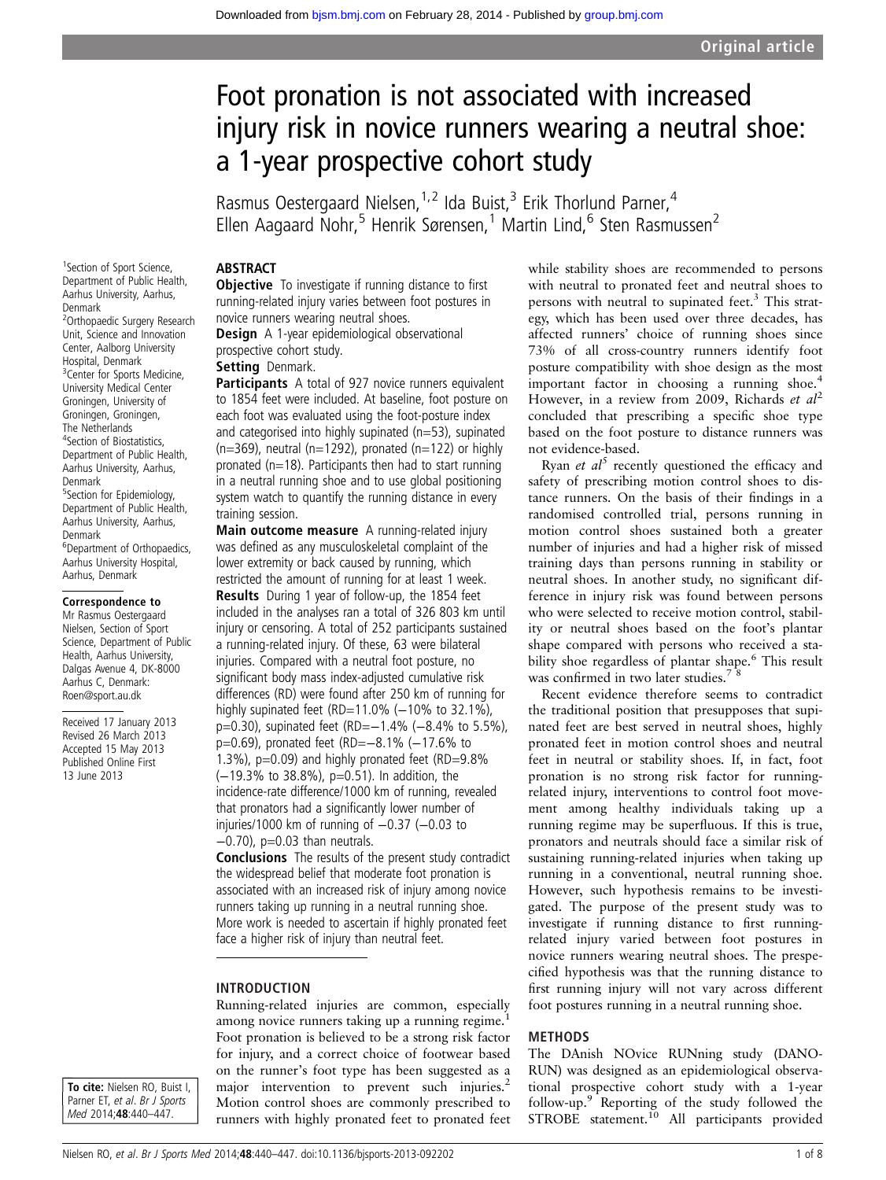Original article

# Foot pronation is not associated with increased injury risk in novice runners wearing a neutral shoe: a 1-year prospective cohort study

Rasmus Oestergaard Nielsen,[1,2] Ida Buist,[3] Erik Thorlund Parner,[4] Ellen Aagaard Nohr,[5] Henrik Sørensen,[1] Martin Lind,[6] Sten Rasmussen[2]

[1]Section of Sport Science, Department of Public Health, Aarhus University, Aarhus, Denmark
[2]Orthopaedic Surgery Research Unit, Science and Innovation Center, Aalborg University Hospital, Denmark
[3]Center for Sports Medicine, University Medical Center Groningen, University of Groningen, Groningen, The Netherlands
[4]Section of Biostatistics, Department of Public Health, Aarhus University, Aarhus, Denmark
[5]Section for Epidemiology, Department of Public Health, Aarhus University, Aarhus, Denmark
[6]Department of Orthopaedics, Aarhus University Hospital, Aarhus, Denmark

**Correspondence to**
Mr Rasmus Oestergaard Nielsen, Section of Sport Science, Department of Public Health, Aarhus University, Dalgas Avenue 4, DK-8000 Aarhus C, Denmark: Roen@sport.au.dk

Received 17 January 2013
Revised 26 March 2013
Accepted 15 May 2013
Published Online First 13 June 2013

**To cite:** Nielsen RO, Buist I, Parner ET, *et al*. *Br J Sports Med* 2014;**48**:440–447.

## ABSTRACT

**Objective** To investigate if running distance to first running-related injury varies between foot postures in novice runners wearing neutral shoes.

**Design** A 1-year epidemiological observational prospective cohort study.

**Setting** Denmark.

**Participants** A total of 927 novice runners equivalent to 1854 feet were included. At baseline, foot posture on each foot was evaluated using the foot-posture index and categorised into highly supinated (n=53), supinated (n=369), neutral (n=1292), pronated (n=122) or highly pronated (n=18). Participants then had to start running in a neutral running shoe and to use global positioning system watch to quantify the running distance in every training session.

**Main outcome measure** A running-related injury was defined as any musculoskeletal complaint of the lower extremity or back caused by running, which restricted the amount of running for at least 1 week.

**Results** During 1 year of follow-up, the 1854 feet included in the analyses ran a total of 326 803 km until injury or censoring. A total of 252 participants sustained a running-related injury. Of these, 63 were bilateral injuries. Compared with a neutral foot posture, no significant body mass index-adjusted cumulative risk differences (RD) were found after 250 km of running for highly supinated feet (RD=11.0% (−10% to 32.1%), p=0.30), supinated feet (RD=−1.4% (−8.4% to 5.5%), p=0.69), pronated feet (RD=−8.1% (−17.6% to 1.3%), p=0.09) and highly pronated feet (RD=9.8% (−19.3% to 38.8%), p=0.51). In addition, the incidence-rate difference/1000 km of running, revealed that pronators had a significantly lower number of injuries/1000 km of running of −0.37 (−0.03 to −0.70), p=0.03 than neutrals.

**Conclusions** The results of the present study contradict the widespread belief that moderate foot pronation is associated with an increased risk of injury among novice runners taking up running in a neutral running shoe. More work is needed to ascertain if highly pronated feet face a higher risk of injury than neutral feet.

## INTRODUCTION

Running-related injuries are common, especially among novice runners taking up a running regime.[1] Foot pronation is believed to be a strong risk factor for injury, and a correct choice of footwear based on the runner's foot type has been suggested as a major intervention to prevent such injuries.[2] Motion control shoes are commonly prescribed to runners with highly pronated feet to pronated feet while stability shoes are recommended to persons with neutral to pronated feet and neutral shoes to persons with neutral to supinated feet.[3] This strategy, which has been used over three decades, has affected runners' choice of running shoes since 73% of all cross-country runners identify foot posture compatibility with shoe design as the most important factor in choosing a running shoe.[4] However, in a review from 2009, Richards *et al*[2] concluded that prescribing a specific shoe type based on the foot posture to distance runners was not evidence-based.

Ryan *et al*[5] recently questioned the efficacy and safety of prescribing motion control shoes to distance runners. On the basis of their findings in a randomised controlled trial, persons running in motion control shoes sustained both a greater number of injuries and had a higher risk of missed training days than persons running in stability or neutral shoes. In another study, no significant difference in injury risk was found between persons who were selected to receive motion control, stability or neutral shoes based on the foot's plantar shape compared with persons who received a stability shoe regardless of plantar shape.[6] This result was confirmed in two later studies.[7,8]

Recent evidence therefore seems to contradict the traditional position that presupposes that supinated feet are best served in neutral shoes, highly pronated feet in motion control shoes and neutral feet in neutral or stability shoes. If, in fact, foot pronation is no strong risk factor for running-related injury, interventions to control foot movement among healthy individuals taking up a running regime may be superfluous. If this is true, pronators and neutrals should face a similar risk of sustaining running-related injuries when taking up running in a conventional, neutral running shoe. However, such hypothesis remains to be investigated. The purpose of the present study was to investigate if running distance to first running-related injury varied between foot postures in novice runners wearing neutral shoes. The prespecified hypothesis was that the running distance to first running injury will not vary across different foot postures running in a neutral running shoe.

## METHODS

The DAnish NOvice RUNning study (DANO-RUN) was designed as an epidemiological observational prospective cohort study with a 1-year follow-up.[9] Reporting of the study followed the STROBE statement.[10] All participants provided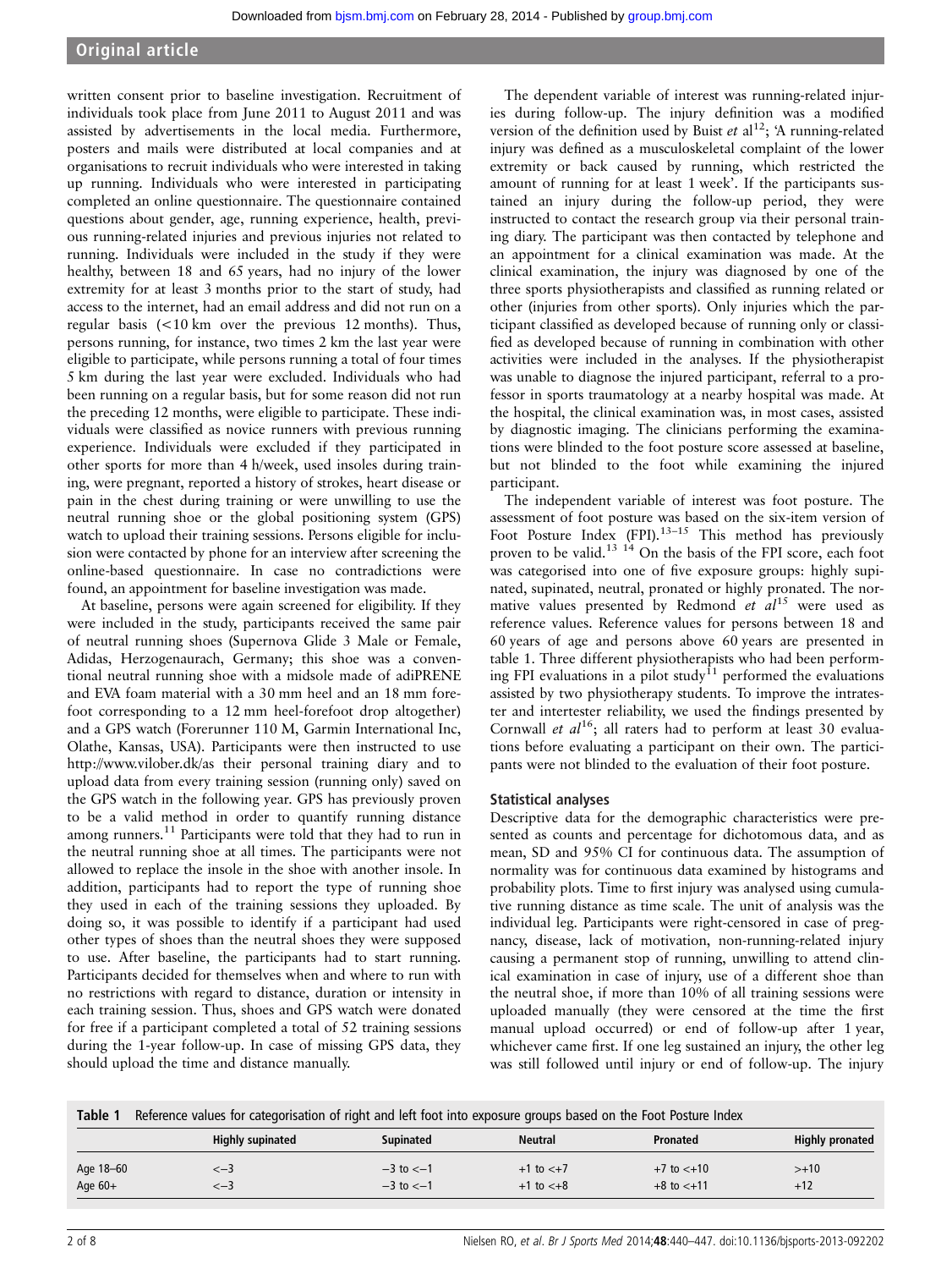written consent prior to baseline investigation. Recruitment of individuals took place from June 2011 to August 2011 and was assisted by advertisements in the local media. Furthermore, posters and mails were distributed at local companies and at organisations to recruit individuals who were interested in taking up running. Individuals who were interested in participating completed an online questionnaire. The questionnaire contained questions about gender, age, running experience, health, previous running-related injuries and previous injuries not related to running. Individuals were included in the study if they were healthy, between 18 and 65 years, had no injury of the lower extremity for at least 3 months prior to the start of study, had access to the internet, had an email address and did not run on a regular basis (<10 km over the previous 12 months). Thus, persons running, for instance, two times 2 km the last year were eligible to participate, while persons running a total of four times 5 km during the last year were excluded. Individuals who had been running on a regular basis, but for some reason did not run the preceding 12 months, were eligible to participate. These individuals were classified as novice runners with previous running experience. Individuals were excluded if they participated in other sports for more than 4 h/week, used insoles during training, were pregnant, reported a history of strokes, heart disease or pain in the chest during training or were unwilling to use the neutral running shoe or the global positioning system (GPS) watch to upload their training sessions. Persons eligible for inclusion were contacted by phone for an interview after screening the online-based questionnaire. In case no contradictions were found, an appointment for baseline investigation was made.

At baseline, persons were again screened for eligibility. If they were included in the study, participants received the same pair of neutral running shoes (Supernova Glide 3 Male or Female, Adidas, Herzogenaurach, Germany; this shoe was a conventional neutral running shoe with a midsole made of adiPRENE and EVA foam material with a 30 mm heel and an 18 mm forefoot corresponding to a 12 mm heel-forefoot drop altogether) and a GPS watch (Forerunner 110 M, Garmin International Inc, Olathe, Kansas, USA). Participants were then instructed to use http://www.vilober.dk/as their personal training diary and to upload data from every training session (running only) saved on the GPS watch in the following year. GPS has previously proven to be a valid method in order to quantify running distance among runners.[11] Participants were told that they had to run in the neutral running shoe at all times. The participants were not allowed to replace the insole in the shoe with another insole. In addition, participants had to report the type of running shoe they used in each of the training sessions they uploaded. By doing so, it was possible to identify if a participant had used other types of shoes than the neutral shoes they were supposed to use. After baseline, the participants had to start running. Participants decided for themselves when and where to run with no restrictions with regard to distance, duration or intensity in each training session. Thus, shoes and GPS watch were donated for free if a participant completed a total of 52 training sessions during the 1-year follow-up. In case of missing GPS data, they should upload the time and distance manually.

The dependent variable of interest was running-related injuries during follow-up. The injury definition was a modified version of the definition used by Buist *et al*[12]; 'A running-related injury was defined as a musculoskeletal complaint of the lower extremity or back caused by running, which restricted the amount of running for at least 1 week'. If the participants sustained an injury during the follow-up period, they were instructed to contact the research group via their personal training diary. The participant was then contacted by telephone and an appointment for a clinical examination was made. At the clinical examination, the injury was diagnosed by one of the three sports physiotherapists and classified as running related or other (injuries from other sports). Only injuries which the participant classified as developed because of running only or classified as developed because of running in combination with other activities were included in the analyses. If the physiotherapist was unable to diagnose the injured participant, referral to a professor in sports traumatology at a nearby hospital was made. At the hospital, the clinical examination was, in most cases, assisted by diagnostic imaging. The clinicians performing the examinations were blinded to the foot posture score assessed at baseline, but not blinded to the foot while examining the injured participant.

The independent variable of interest was foot posture. The assessment of foot posture was based on the six-item version of Foot Posture Index (FPI).[13–15] This method has previously proven to be valid.[13,14] On the basis of the FPI score, each foot was categorised into one of five exposure groups: highly supinated, supinated, neutral, pronated or highly pronated. The normative values presented by Redmond *et al*[15] were used as reference values. Reference values for persons between 18 and 60 years of age and persons above 60 years are presented in table 1. Three different physiotherapists who had been performing FPI evaluations in a pilot study[11] performed the evaluations assisted by two physiotherapy students. To improve the intratester and intertester reliability, we used the findings presented by Cornwall *et al*[16]; all raters had to perform at least 30 evaluations before evaluating a participant on their own. The participants were not blinded to the evaluation of their foot posture.

### Statistical analyses

Descriptive data for the demographic characteristics were presented as counts and percentage for dichotomous data, and as mean, SD and 95% CI for continuous data. The assumption of normality was for continuous data examined by histograms and probability plots. Time to first injury was analysed using cumulative running distance as time scale. The unit of analysis was the individual leg. Participants were right-censored in case of pregnancy, disease, lack of motivation, non-running-related injury causing a permanent stop of running, unwilling to attend clinical examination in case of injury, use of a different shoe than the neutral shoe, if more than 10% of all training sessions were uploaded manually (they were censored at the time the first manual upload occurred) or end of follow-up after 1 year, whichever came first. If one leg sustained an injury, the other leg was still followed until injury or end of follow-up. The injury

**Table 1** Reference values for categorisation of right and left foot into exposure groups based on the Foot Posture Index

| | Highly supinated | Supinated | Neutral | Pronated | Highly pronated |
|---|---|---|---|---|---|
| Age 18–60 | <−3 | −3 to <−1 | +1 to <+7 | +7 to <+10 | >+10 |
| Age 60+ | <−3 | −3 to <−1 | +1 to <+8 | +8 to <+11 | +12 |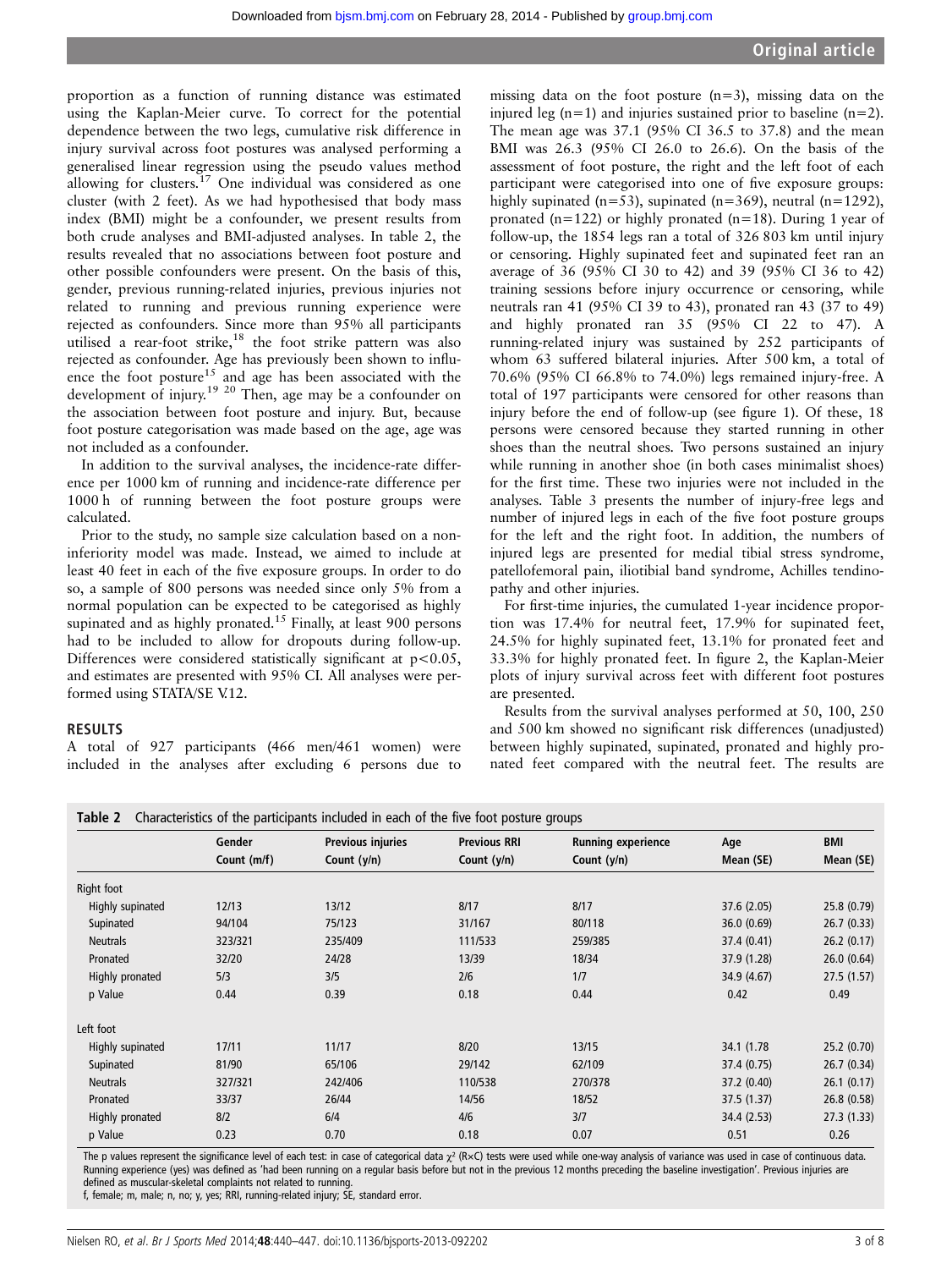proportion as a function of running distance was estimated using the Kaplan-Meier curve. To correct for the potential dependence between the two legs, cumulative risk difference in injury survival across foot postures was analysed performing a generalised linear regression using the pseudo values method allowing for clusters.[17] One individual was considered as one cluster (with 2 feet). As we had hypothesised that body mass index (BMI) might be a confounder, we present results from both crude analyses and BMI-adjusted analyses. In table 2, the results revealed that no associations between foot posture and other possible confounders were present. On the basis of this, gender, previous running-related injuries, previous injuries not related to running and previous running experience were rejected as confounders. Since more than 95% all participants utilised a rear-foot strike,[18] the foot strike pattern was also rejected as confounder. Age has previously been shown to influence the foot posture[15] and age has been associated with the development of injury.[19 20] Then, age may be a confounder on the association between foot posture and injury. But, because foot posture categorisation was made based on the age, age was not included as a confounder.

In addition to the survival analyses, the incidence-rate difference per 1000 km of running and incidence-rate difference per 1000 h of running between the foot posture groups were calculated.

Prior to the study, no sample size calculation based on a non-inferiority model was made. Instead, we aimed to include at least 40 feet in each of the five exposure groups. In order to do so, a sample of 800 persons was needed since only 5% from a normal population can be expected to be categorised as highly supinated and as highly pronated.[15] Finally, at least 900 persons had to be included to allow for dropouts during follow-up. Differences were considered statistically significant at $p<0.05$, and estimates are presented with 95% CI. All analyses were performed using STATA/SE V.12.

## RESULTS

A total of 927 participants (466 men/461 women) were included in the analyses after excluding 6 persons due to missing data on the foot posture (n=3), missing data on the injured leg (n=1) and injuries sustained prior to baseline (n=2). The mean age was 37.1 (95% CI 36.5 to 37.8) and the mean BMI was 26.3 (95% CI 26.0 to 26.6). On the basis of the assessment of foot posture, the right and the left foot of each participant were categorised into one of five exposure groups: highly supinated (n=53), supinated (n=369), neutral (n=1292), pronated (n=122) or highly pronated (n=18). During 1 year of follow-up, the 1854 legs ran a total of 326 803 km until injury or censoring. Highly supinated feet and supinated feet ran an average of 36 (95% CI 30 to 42) and 39 (95% CI 36 to 42) training sessions before injury occurrence or censoring, while neutrals ran 41 (95% CI 39 to 43), pronated ran 43 (37 to 49) and highly pronated ran 35 (95% CI 22 to 47). A running-related injury was sustained by 252 participants of whom 63 suffered bilateral injuries. After 500 km, a total of 70.6% (95% CI 66.8% to 74.0%) legs remained injury-free. A total of 197 participants were censored for other reasons than injury before the end of follow-up (see figure 1). Of these, 18 persons were censored because they started running in other shoes than the neutral shoes. Two persons sustained an injury while running in another shoe (in both cases minimalist shoes) for the first time. These two injuries were not included in the analyses. Table 3 presents the number of injury-free legs and number of injured legs in each of the five foot posture groups for the left and the right foot. In addition, the numbers of injured legs are presented for medial tibial stress syndrome, patellofemoral pain, iliotibial band syndrome, Achilles tendinopathy and other injuries.

For first-time injuries, the cumulated 1-year incidence proportion was 17.4% for neutral feet, 17.9% for supinated feet, 24.5% for highly supinated feet, 13.1% for pronated feet and 33.3% for highly pronated feet. In figure 2, the Kaplan-Meier plots of injury survival across feet with different foot postures are presented.

Results from the survival analyses performed at 50, 100, 250 and 500 km showed no significant risk differences (unadjusted) between highly supinated, supinated, pronated and highly pronated feet compared with the neutral feet. The results are

**Table 2** Characteristics of the participants included in each of the five foot posture groups

| | Gender Count (m/f) | Previous injuries Count (y/n) | Previous RRI Count (y/n) | Running experience Count (y/n) | Age Mean (SE) | BMI Mean (SE) |
|---|---|---|---|---|---|---|
| **Right foot** | | | | | | |
| Highly supinated | 12/13 | 13/12 | 8/17 | 8/17 | 37.6 (2.05) | 25.8 (0.79) |
| Supinated | 94/104 | 75/123 | 31/167 | 80/118 | 36.0 (0.69) | 26.7 (0.33) |
| Neutrals | 323/321 | 235/409 | 111/533 | 259/385 | 37.4 (0.41) | 26.2 (0.17) |
| Pronated | 32/20 | 24/28 | 13/39 | 18/34 | 37.9 (1.28) | 26.0 (0.64) |
| Highly pronated | 5/3 | 3/5 | 2/6 | 1/7 | 34.9 (4.67) | 27.5 (1.57) |
| p Value | 0.44 | 0.39 | 0.18 | 0.44 | 0.42 | 0.49 |
| **Left foot** | | | | | | |
| Highly supinated | 17/11 | 11/17 | 8/20 | 13/15 | 34.1 (1.78 | 25.2 (0.70) |
| Supinated | 81/90 | 65/106 | 29/142 | 62/109 | 37.4 (0.75) | 26.7 (0.34) |
| Neutrals | 327/321 | 242/406 | 110/538 | 270/378 | 37.2 (0.40) | 26.1 (0.17) |
| Pronated | 33/37 | 26/44 | 14/56 | 18/52 | 37.5 (1.37) | 26.8 (0.58) |
| Highly pronated | 8/2 | 6/4 | 4/6 | 3/7 | 34.4 (2.53) | 27.3 (1.33) |
| p Value | 0.23 | 0.70 | 0.18 | 0.07 | 0.51 | 0.26 |

The p values represent the significance level of each test: in case of categorical data $\chi^2$ (R×C) tests were used while one-way analysis of variance was used in case of continuous data. Running experience (yes) was defined as 'had been running on a regular basis before but not in the previous 12 months preceding the baseline investigation'. Previous injuries are defined as muscular-skeletal complaints not related to running.
f, female; m, male; n, no; y, yes; RRI, running-related injury; SE, standard error.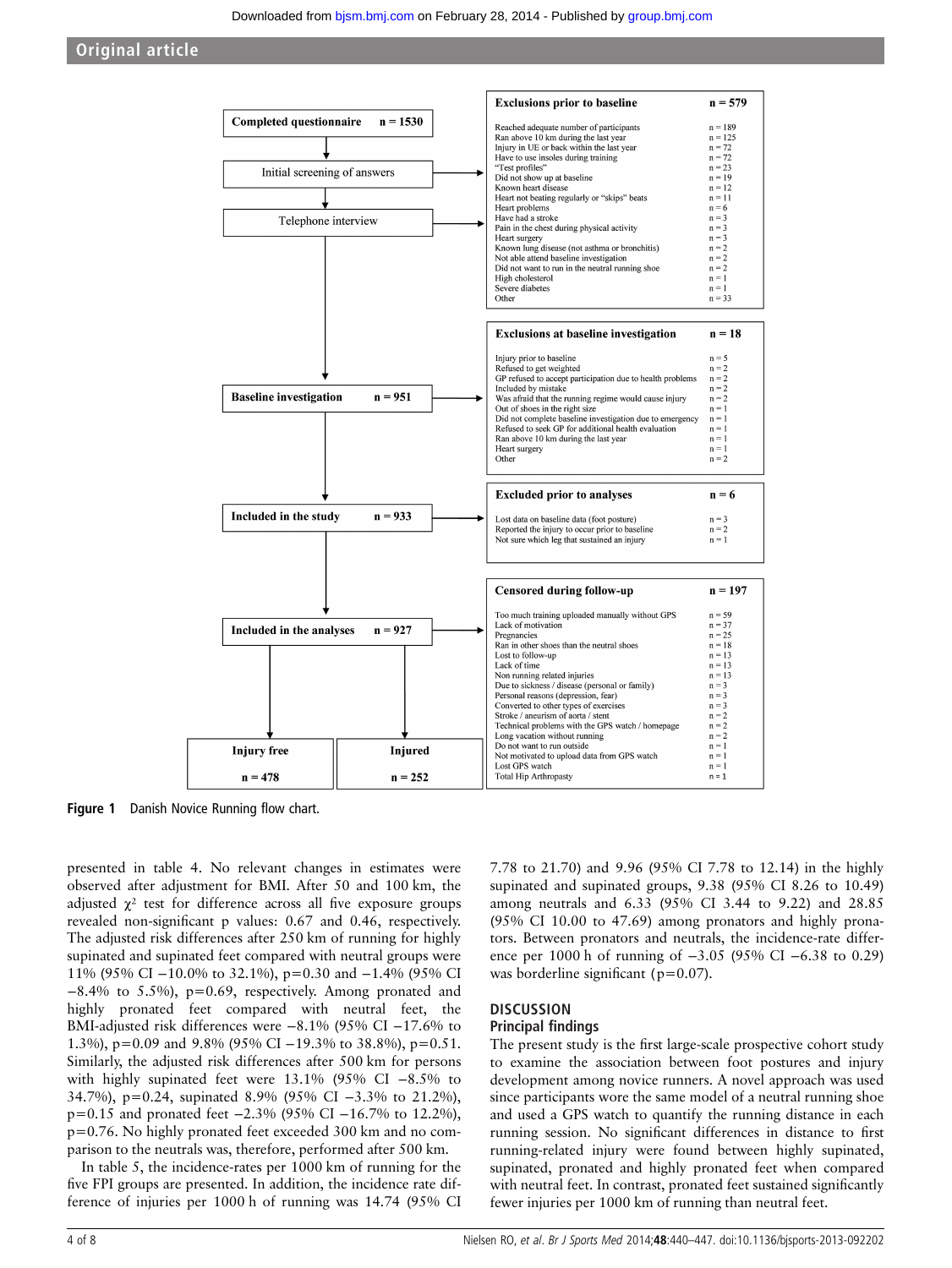**Completed questionnaire n = 1530**

↓

Initial screening of answers

↓

Telephone interview

| Exclusions prior to baseline | n = 579 |
|---|---|
| Reached adequate number of participants | n = 189 |
| Ran above 10 km during the last year | n = 125 |
| Injury in UE or back within the last year | n = 72 |
| Have to use insoles during training | n = 72 |
| "Test profiles" | n = 23 |
| Did not show up at baseline | n = 19 |
| Known heart disease | n = 12 |
| Heart not beating regularly or "skips" beats | n = 11 |
| Heart problems | n = 6 |
| Have had a stroke | n = 3 |
| Pain in the chest during physical activity | n = 3 |
| Heart surgery | n = 3 |
| Known lung disease (not asthma or bronchitis) | n = 2 |
| Not able attend baseline investigation | n = 2 |
| Did not want to run in the neutral running shoe | n = 2 |
| High cholesterol | n = 1 |
| Severe diabetes | n = 1 |
| Other | n = 33 |

↓

**Baseline investigation n = 951**

| Exclusions at baseline investigation | n = 18 |
|---|---|
| Injury prior to baseline | n = 5 |
| Refused to get weighted | n = 2 |
| GP refused to accept participation due to health problems | n = 2 |
| Included by mistake | n = 2 |
| Was afraid that the running regime would cause injury | n = 2 |
| Out of shoes in the right size | n = 1 |
| Did not complete baseline investigation due to emergency | n = 1 |
| Refused to seek GP for additional health evaluation | n = 1 |
| Ran above 10 km during the last year | n = 1 |
| Heart surgery | n = 1 |
| Other | n = 2 |

↓

**Included in the study n = 933**

| Excluded prior to analyses | n = 6 |
|---|---|
| Lost data on baseline data (foot posture) | n = 3 |
| Reported the injury to occur prior to baseline | n = 2 |
| Not sure which leg that sustained an injury | n = 1 |

↓

**Included in the analyses n = 927**

| Censored during follow-up | n = 197 |
|---|---|
| Too much training uploaded manually without GPS | n = 59 |
| Lack of motivation | n = 37 |
| Pregnancies | n = 25 |
| Ran in other shoes than the neutral shoes | n = 18 |
| Lost to follow-up | n = 13 |
| Lack of time | n = 13 |
| Non running related injuries | n = 13 |
| Due to sickness / disease (personal or family) | n = 3 |
| Personal reasons (depression, fear) | n = 3 |
| Converted to other types of exercises | n = 3 |
| Stroke / aneurism of aorta / stent | n = 2 |
| Technical problems with the GPS watch / homepage | n = 2 |
| Long vacation without running | n = 2 |
| Do not want to run outside | n = 1 |
| Not motivated to upload data from GPS watch | n = 1 |
| Lost GPS watch | n = 1 |
| Total Hip Arthropasty | n = 1 |

↓

**Injury free n = 478** | **Injured n = 252**

**Figure 1** Danish Novice Running flow chart.

presented in table 4. No relevant changes in estimates were observed after adjustment for BMI. After 50 and 100 km, the adjusted $\chi^2$ test for difference across all five exposure groups revealed non-significant p values: 0.67 and 0.46, respectively. The adjusted risk differences after 250 km of running for highly supinated and supinated feet compared with neutral groups were 11% (95% CI −10.0% to 32.1%), p=0.30 and −1.4% (95% CI −8.4% to 5.5%), p=0.69, respectively. Among pronated and highly pronated feet compared with neutral feet, the BMI-adjusted risk differences were −8.1% (95% CI −17.6% to 1.3%), p=0.09 and 9.8% (95% CI −19.3% to 38.8%), p=0.51. Similarly, the adjusted risk differences after 500 km for persons with highly supinated feet were 13.1% (95% CI −8.5% to 34.7%), p=0.24, supinated 8.9% (95% CI −3.3% to 21.2%), p=0.15 and pronated feet −2.3% (95% CI −16.7% to 12.2%), p=0.76. No highly pronated feet exceeded 300 km and no comparison to the neutrals was, therefore, performed after 500 km.

In table 5, the incidence-rates per 1000 km of running for the five FPI groups are presented. In addition, the incidence rate difference of injuries per 1000 h of running was 14.74 (95% CI 7.78 to 21.70) and 9.96 (95% CI 7.78 to 12.14) in the highly supinated and supinated groups, 9.38 (95% CI 8.26 to 10.49) among neutrals and 6.33 (95% CI 3.44 to 9.22) and 28.85 (95% CI 10.00 to 47.69) among pronators and highly pronators. Between pronators and neutrals, the incidence-rate difference per 1000 h of running of −3.05 (95% CI −6.38 to 0.29) was borderline significant (p=0.07).

## DISCUSSION

### Principal findings

The present study is the first large-scale prospective cohort study to examine the association between foot postures and injury development among novice runners. A novel approach was used since participants wore the same model of a neutral running shoe and used a GPS watch to quantify the running distance in each running session. No significant differences in distance to first running-related injury were found between highly supinated, supinated, pronated and highly pronated feet when compared with neutral feet. In contrast, pronated feet sustained significantly fewer injuries per 1000 km of running than neutral feet.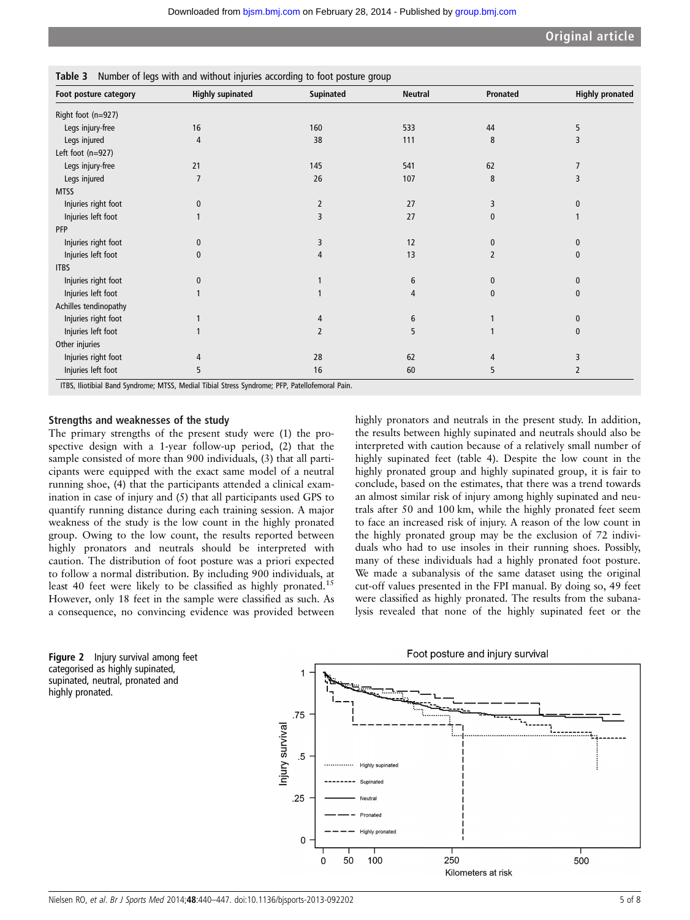**Table 3** Number of legs with and without injuries according to foot posture group

| Foot posture category | Highly supinated | Supinated | Neutral | Pronated | Highly pronated |
|---|---|---|---|---|---|
| Right foot (n=927) | | | | | |
| Legs injury-free | 16 | 160 | 533 | 44 | 5 |
| Legs injured | 4 | 38 | 111 | 8 | 3 |
| Left foot (n=927) | | | | | |
| Legs injury-free | 21 | 145 | 541 | 62 | 7 |
| Legs injured | 7 | 26 | 107 | 8 | 3 |
| MTSS | | | | | |
| Injuries right foot | 0 | 2 | 27 | 3 | 0 |
| Injuries left foot | 1 | 3 | 27 | 0 | 1 |
| PFP | | | | | |
| Injuries right foot | 0 | 3 | 12 | 0 | 0 |
| Injuries left foot | 0 | 4 | 13 | 2 | 0 |
| ITBS | | | | | |
| Injuries right foot | 0 | 1 | 6 | 0 | 0 |
| Injuries left foot | 1 | 1 | 4 | 0 | 0 |
| Achilles tendinopathy | | | | | |
| Injuries right foot | 1 | 4 | 6 | 1 | 0 |
| Injuries left foot | 1 | 2 | 5 | 1 | 0 |
| Other injuries | | | | | |
| Injuries right foot | 4 | 28 | 62 | 4 | 3 |
| Injuries left foot | 5 | 16 | 60 | 5 | 2 |

ITBS, Iliotibial Band Syndrome; MTSS, Medial Tibial Stress Syndrome; PFP, Patellofemoral Pain.

### Strengths and weaknesses of the study

The primary strengths of the present study were (1) the prospective design with a 1-year follow-up period, (2) that the sample consisted of more than 900 individuals, (3) that all participants were equipped with the exact same model of a neutral running shoe, (4) that the participants attended a clinical examination in case of injury and (5) that all participants used GPS to quantify running distance during each training session. A major weakness of the study is the low count in the highly pronated group. Owing to the low count, the results reported between highly pronators and neutrals should be interpreted with caution. The distribution of foot posture was a priori expected to follow a normal distribution. By including 900 individuals, at least 40 feet were likely to be classified as highly pronated.[15] However, only 18 feet in the sample were classified as such. As a consequence, no convincing evidence was provided between highly pronators and neutrals in the present study. In addition, the results between highly supinated and neutrals should also be interpreted with caution because of a relatively small number of highly supinated feet (table 4). Despite the low count in the highly pronated group and highly supinated group, it is fair to conclude, based on the estimates, that there was a trend towards an almost similar risk of injury among highly supinated and neutrals after 50 and 100 km, while the highly pronated feet seem to face an increased risk of injury. A reason of the low count in the highly pronated group may be the exclusion of 72 individuals who had to use insoles in their running shoes. Possibly, many of these individuals had a highly pronated foot posture. We made a subanalysis of the same dataset using the original cut-off values presented in the FPI manual. By doing so, 49 feet were classified as highly pronated. The results from the subanalysis revealed that none of the highly supinated feet or the

**Figure 2** Injury survival among feet categorised as highly supinated, supinated, neutral, pronated and highly pronated.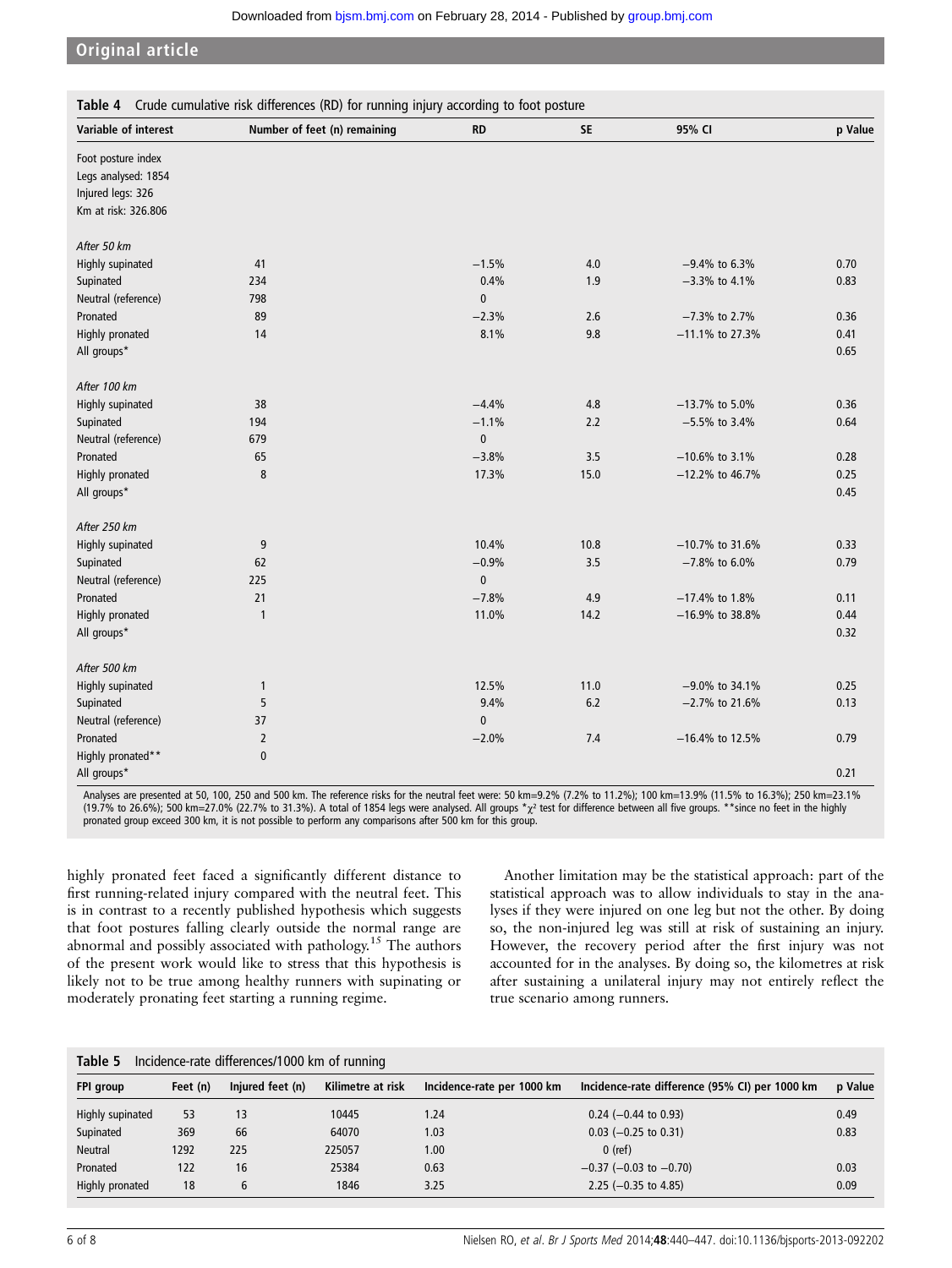**Table 4** Crude cumulative risk differences (RD) for running injury according to foot posture

| Variable of interest | Number of feet (n) remaining | RD | SE | 95% CI | p Value |
|---|---|---|---|---|---|
| Foot posture index | | | | | |
| Legs analysed: 1854 | | | | | |
| Injured legs: 326 | | | | | |
| Km at risk: 326.806 | | | | | |
| *After 50 km* | | | | | |
| Highly supinated | 41 | −1.5% | 4.0 | −9.4% to 6.3% | 0.70 |
| Supinated | 234 | 0.4% | 1.9 | −3.3% to 4.1% | 0.83 |
| Neutral (reference) | 798 | 0 | | | |
| Pronated | 89 | −2.3% | 2.6 | −7.3% to 2.7% | 0.36 |
| Highly pronated | 14 | 8.1% | 9.8 | −11.1% to 27.3% | 0.41 |
| All groups* | | | | | 0.65 |
| *After 100 km* | | | | | |
| Highly supinated | 38 | −4.4% | 4.8 | −13.7% to 5.0% | 0.36 |
| Supinated | 194 | −1.1% | 2.2 | −5.5% to 3.4% | 0.64 |
| Neutral (reference) | 679 | 0 | | | |
| Pronated | 65 | −3.8% | 3.5 | −10.6% to 3.1% | 0.28 |
| Highly pronated | 8 | 17.3% | 15.0 | −12.2% to 46.7% | 0.25 |
| All groups* | | | | | 0.45 |
| *After 250 km* | | | | | |
| Highly supinated | 9 | 10.4% | 10.8 | −10.7% to 31.6% | 0.33 |
| Supinated | 62 | −0.9% | 3.5 | −7.8% to 6.0% | 0.79 |
| Neutral (reference) | 225 | 0 | | | |
| Pronated | 21 | −7.8% | 4.9 | −17.4% to 1.8% | 0.11 |
| Highly pronated | 1 | 11.0% | 14.2 | −16.9% to 38.8% | 0.44 |
| All groups* | | | | | 0.32 |
| *After 500 km* | | | | | |
| Highly supinated | 1 | 12.5% | 11.0 | −9.0% to 34.1% | 0.25 |
| Supinated | 5 | 9.4% | 6.2 | −2.7% to 21.6% | 0.13 |
| Neutral (reference) | 37 | 0 | | | |
| Pronated | 2 | −2.0% | 7.4 | −16.4% to 12.5% | 0.79 |
| Highly pronated** | 0 | | | | |
| All groups* | | | | | 0.21 |

Analyses are presented at 50, 100, 250 and 500 km. The reference risks for the neutral feet were: 50 km=9.2% (7.2% to 11.2%); 100 km=13.9% (11.5% to 16.3%); 250 km=23.1% (19.7% to 26.6%); 500 km=27.0% (22.7% to 31.3%). A total of 1854 legs were analysed. All groups *$\chi^2$ test for difference between all five groups. **since no feet in the highly pronated group exceed 300 km, it is not possible to perform any comparisons after 500 km for this group.

highly pronated feet faced a significantly different distance to first running-related injury compared with the neutral feet. This is in contrast to a recently published hypothesis which suggests that foot postures falling clearly outside the normal range are abnormal and possibly associated with pathology.[15] The authors of the present work would like to stress that this hypothesis is likely not to be true among healthy runners with supinating or moderately pronating feet starting a running regime.

Another limitation may be the statistical approach: part of the statistical approach was to allow individuals to stay in the analyses if they were injured on one leg but not the other. By doing so, the non-injured leg was still at risk of sustaining an injury. However, the recovery period after the first injury was not accounted for in the analyses. By doing so, the kilometres at risk after sustaining a unilateral injury may not entirely reflect the true scenario among runners.

**Table 5** Incidence-rate differences/1000 km of running

| FPI group | Feet (n) | Injured feet (n) | Kilimetre at risk | Incidence-rate per 1000 km | Incidence-rate difference (95% CI) per 1000 km | p Value |
|---|---|---|---|---|---|---|
| Highly supinated | 53 | 13 | 10445 | 1.24 | 0.24 (−0.44 to 0.93) | 0.49 |
| Supinated | 369 | 66 | 64070 | 1.03 | 0.03 (−0.25 to 0.31) | 0.83 |
| Neutral | 1292 | 225 | 225057 | 1.00 | 0 (ref) | |
| Pronated | 122 | 16 | 25384 | 0.63 | −0.37 (−0.03 to −0.70) | 0.03 |
| Highly pronated | 18 | 6 | 1846 | 3.25 | 2.25 (−0.35 to 4.85) | 0.09 |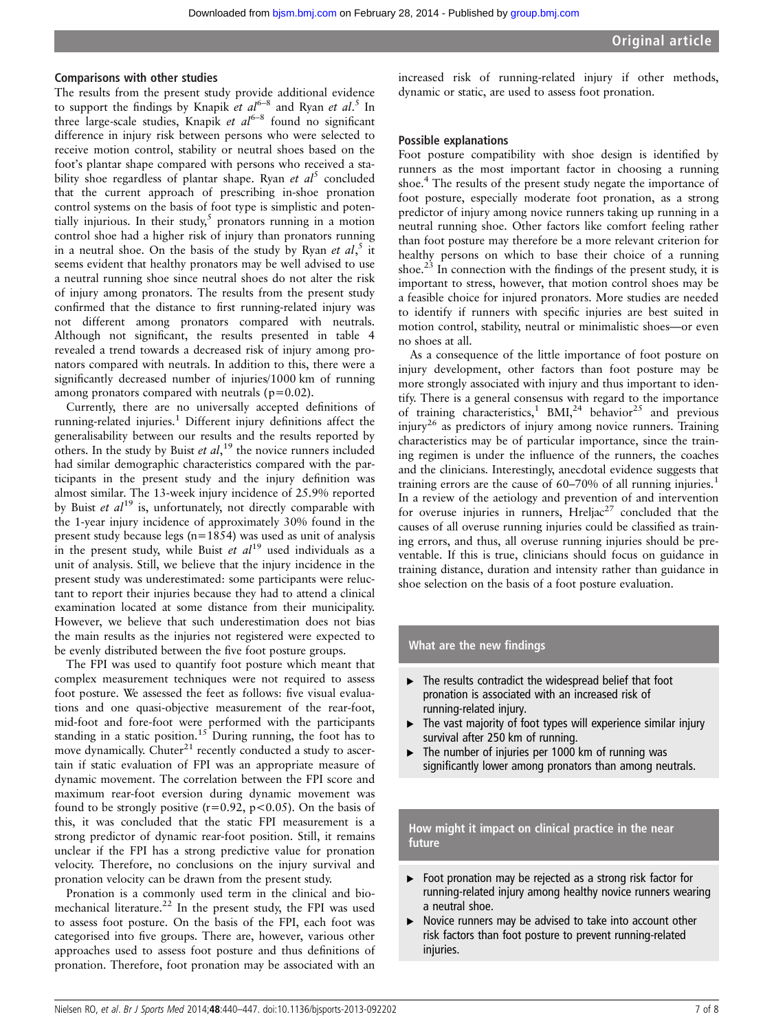### Comparisons with other studies

The results from the present study provide additional evidence to support the findings by Knapik *et al*[6–8] and Ryan *et al*.[5] In three large-scale studies, Knapik *et al*[6–8] found no significant difference in injury risk between persons who were selected to receive motion control, stability or neutral shoes based on the foot's plantar shape compared with persons who received a stability shoe regardless of plantar shape. Ryan *et al*[5] concluded that the current approach of prescribing in-shoe pronation control systems on the basis of foot type is simplistic and potentially injurious. In their study,[5] pronators running in a motion control shoe had a higher risk of injury than pronators running in a neutral shoe. On the basis of the study by Ryan *et al*,[5] it seems evident that healthy pronators may be well advised to use a neutral running shoe since neutral shoes do not alter the risk of injury among pronators. The results from the present study confirmed that the distance to first running-related injury was not different among pronators compared with neutrals. Although not significant, the results presented in table 4 revealed a trend towards a decreased risk of injury among pronators compared with neutrals. In addition to this, there were a significantly decreased number of injuries/1000 km of running among pronators compared with neutrals ($p=0.02$).

Currently, there are no universally accepted definitions of running-related injuries.[1] Different injury definitions affect the generalisability between our results and the results reported by others. In the study by Buist *et al*,[19] the novice runners included had similar demographic characteristics compared with the participants in the present study and the injury definition was almost similar. The 13-week injury incidence of 25.9% reported by Buist *et al*[19] is, unfortunately, not directly comparable with the 1-year injury incidence of approximately 30% found in the present study because legs (n=1854) was used as unit of analysis in the present study, while Buist *et al*[19] used individuals as a unit of analysis. Still, we believe that the injury incidence in the present study was underestimated: some participants were reluctant to report their injuries because they had to attend a clinical examination located at some distance from their municipality. However, we believe that such underestimation does not bias the main results as the injuries not registered were expected to be evenly distributed between the five foot posture groups.

The FPI was used to quantify foot posture which meant that complex measurement techniques were not required to assess foot posture. We assessed the feet as follows: five visual evaluations and one quasi-objective measurement of the rear-foot, mid-foot and fore-foot were performed with the participants standing in a static position.[15] During running, the foot has to move dynamically. Chuter[21] recently conducted a study to ascertain if static evaluation of FPI was an appropriate measure of dynamic movement. The correlation between the FPI score and maximum rear-foot eversion during dynamic movement was found to be strongly positive ($r=0.92$, $p<0.05$). On the basis of this, it was concluded that the static FPI measurement is a strong predictor of dynamic rear-foot position. Still, it remains unclear if the FPI has a strong predictive value for pronation velocity. Therefore, no conclusions on the injury survival and pronation velocity can be drawn from the present study.

Pronation is a commonly used term in the clinical and biomechanical literature.[22] In the present study, the FPI was used to assess foot posture. On the basis of the FPI, each foot was categorised into five groups. There are, however, various other approaches used to assess foot posture and thus definitions of pronation. Therefore, foot pronation may be associated with an increased risk of running-related injury if other methods, dynamic or static, are used to assess foot pronation.

### Possible explanations

Foot posture compatibility with shoe design is identified by runners as the most important factor in choosing a running shoe.[4] The results of the present study negate the importance of foot posture, especially moderate foot pronation, as a strong predictor of injury among novice runners taking up running in a neutral running shoe. Other factors like comfort feeling rather than foot posture may therefore be a more relevant criterion for healthy persons on which to base their choice of a running shoe.[23] In connection with the findings of the present study, it is important to stress, however, that motion control shoes may be a feasible choice for injured pronators. More studies are needed to identify if runners with specific injuries are best suited in motion control, stability, neutral or minimalistic shoes—or even no shoes at all.

As a consequence of the little importance of foot posture on injury development, other factors than foot posture may be more strongly associated with injury and thus important to identify. There is a general consensus with regard to the importance of training characteristics,[1] BMI,[24] behavior[25] and previous injury[26] as predictors of injury among novice runners. Training characteristics may be of particular importance, since the training regimen is under the influence of the runners, the coaches and the clinicians. Interestingly, anecdotal evidence suggests that training errors are the cause of 60–70% of all running injuries.[1] In a review of the aetiology and prevention of and intervention for overuse injuries in runners, Hreljac[27] concluded that the causes of all overuse running injuries could be classified as training errors, and thus, all overuse running injuries should be preventable. If this is true, clinicians should focus on guidance in training distance, duration and intensity rather than guidance in shoe selection on the basis of a foot posture evaluation.

#### What are the new findings

- The results contradict the widespread belief that foot pronation is associated with an increased risk of running-related injury.
- The vast majority of foot types will experience similar injury survival after 250 km of running.
- The number of injuries per 1000 km of running was significantly lower among pronators than among neutrals.

#### How might it impact on clinical practice in the near future

- Foot pronation may be rejected as a strong risk factor for running-related injury among healthy novice runners wearing a neutral shoe.
- Novice runners may be advised to take into account other risk factors than foot posture to prevent running-related injuries.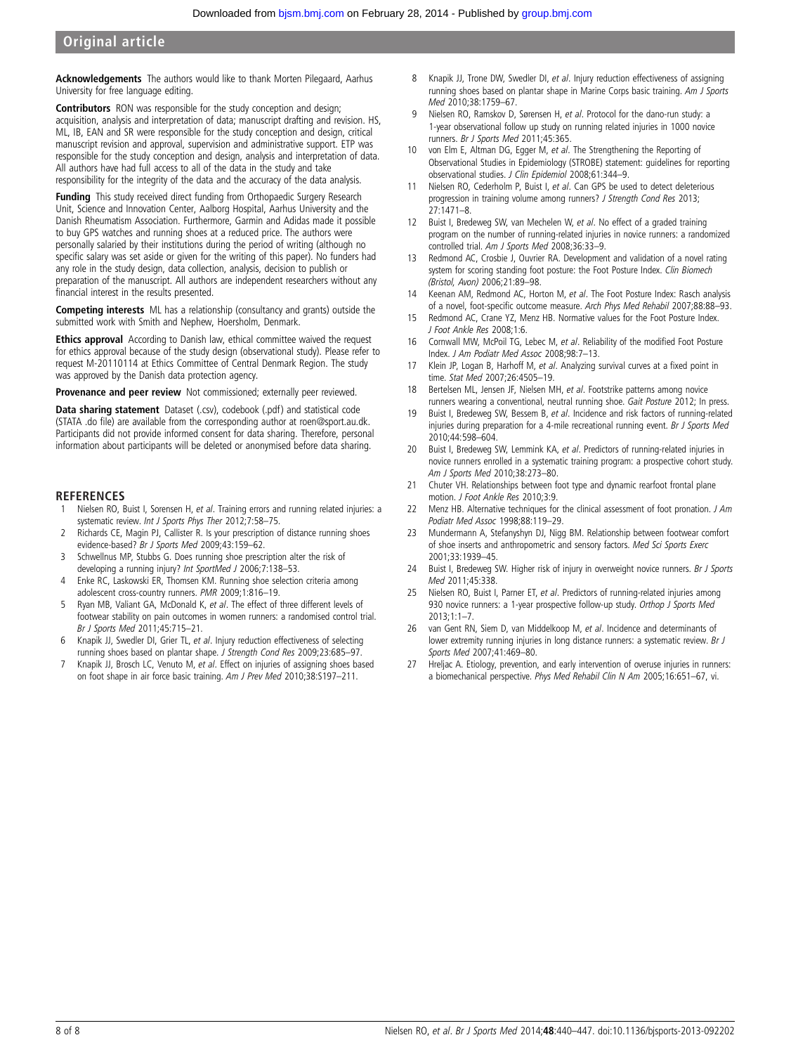**Acknowledgements** The authors would like to thank Morten Pilegaard, Aarhus University for free language editing.

**Contributors** RON was responsible for the study conception and design; acquisition, analysis and interpretation of data; manuscript drafting and revision. HS, ML, IB, EAN and SR were responsible for the study conception and design, critical manuscript revision and approval, supervision and administrative support. ETP was responsible for the study conception and design, analysis and interpretation of data. All authors have had full access to all of the data in the study and take responsibility for the integrity of the data and the accuracy of the data analysis.

**Funding** This study received direct funding from Orthopaedic Surgery Research Unit, Science and Innovation Center, Aalborg Hospital, Aarhus University and the Danish Rheumatism Association. Furthermore, Garmin and Adidas made it possible to buy GPS watches and running shoes at a reduced price. The authors were personally salaried by their institutions during the period of writing (although no specific salary was set aside or given for the writing of this paper). No funders had any role in the study design, data collection, analysis, decision to publish or preparation of the manuscript. All authors are independent researchers without any financial interest in the results presented.

**Competing interests** ML has a relationship (consultancy and grants) outside the submitted work with Smith and Nephew, Hoersholm, Denmark.

**Ethics approval** According to Danish law, ethical committee waived the request for ethics approval because of the study design (observational study). Please refer to request M-20110114 at Ethics Committee of Central Denmark Region. The study was approved by the Danish data protection agency.

**Provenance and peer review** Not commissioned; externally peer reviewed.

**Data sharing statement** Dataset (.csv), codebook (.pdf) and statistical code (STATA .do file) are available from the corresponding author at roen@sport.au.dk. Participants did not provide informed consent for data sharing. Therefore, personal information about participants will be deleted or anonymised before data sharing.

## REFERENCES

1. Nielsen RO, Buist I, Sorensen H, *et al*. Training errors and running related injuries: a systematic review. *Int J Sports Phys Ther* 2012;7:58–75.
2. Richards CE, Magin PJ, Callister R. Is your prescription of distance running shoes evidence-based? *Br J Sports Med* 2009;43:159–62.
3. Schwellnus MP, Stubbs G. Does running shoe prescription alter the risk of developing a running injury? *Int SportMed J* 2006;7:138–53.
4. Enke RC, Laskowski ER, Thomsen KM. Running shoe selection criteria among adolescent cross-country runners. *PMR* 2009;1:816–19.
5. Ryan MB, Valiant GA, McDonald K, *et al*. The effect of three different levels of footwear stability on pain outcomes in women runners: a randomised control trial. *Br J Sports Med* 2011;45:715–21.
6. Knapik JJ, Swedler DI, Grier TL, *et al*. Injury reduction effectiveness of selecting running shoes based on plantar shape. *J Strength Cond Res* 2009;23:685–97.
7. Knapik JJ, Brosch LC, Venuto M, *et al*. Effect on injuries of assigning shoes based on foot shape in air force basic training. *Am J Prev Med* 2010;38:S197–211.
8. Knapik JJ, Trone DW, Swedler DI, *et al*. Injury reduction effectiveness of assigning running shoes based on plantar shape in Marine Corps basic training. *Am J Sports Med* 2010;38:1759–67.
9. Nielsen RO, Ramskov D, Sørensen H, *et al*. Protocol for the dano-run study: a 1-year observational follow up study on running related injuries in 1000 novice runners. *Br J Sports Med* 2011;45:365.
10. von Elm E, Altman DG, Egger M, *et al*. The Strengthening the Reporting of Observational Studies in Epidemiology (STROBE) statement: guidelines for reporting observational studies. *J Clin Epidemiol* 2008;61:344–9.
11. Nielsen RO, Cederholm P, Buist I, *et al*. Can GPS be used to detect deleterious progression in training volume among runners? *J Strength Cond Res* 2013; 27:1471–8.
12. Buist I, Bredeweg SW, van Mechelen W, *et al*. No effect of a graded training program on the number of running-related injuries in novice runners: a randomized controlled trial. *Am J Sports Med* 2008;36:33–9.
13. Redmond AC, Crosbie J, Ouvrier RA. Development and validation of a novel rating system for scoring standing foot posture: the Foot Posture Index. *Clin Biomech (Bristol, Avon)* 2006;21:89–98.
14. Keenan AM, Redmond AC, Horton M, *et al*. The Foot Posture Index: Rasch analysis of a novel, foot-specific outcome measure. *Arch Phys Med Rehabil* 2007;88:88–93.
15. Redmond AC, Crane YZ, Menz HB. Normative values for the Foot Posture Index. *J Foot Ankle Res* 2008;1:6.
16. Cornwall MW, McPoil TG, Lebec M, *et al*. Reliability of the modified Foot Posture Index. *J Am Podiatr Med Assoc* 2008;98:7–13.
17. Klein JP, Logan B, Harhoff M, *et al*. Analyzing survival curves at a fixed point in time. *Stat Med* 2007;26:4505–19.
18. Bertelsen ML, Jensen JF, Nielsen MH, *et al*. Footstrike patterns among novice runners wearing a conventional, neutral running shoe. *Gait Posture* 2012; In press.
19. Buist I, Bredeweg SW, Bessem B, *et al*. Incidence and risk factors of running-related injuries during preparation for a 4-mile recreational running event. *Br J Sports Med* 2010;44:598–604.
20. Buist I, Bredeweg SW, Lemmink KA, *et al*. Predictors of running-related injuries in novice runners enrolled in a systematic training program: a prospective cohort study. *Am J Sports Med* 2010;38:273–80.
21. Chuter VH. Relationships between foot type and dynamic rearfoot frontal plane motion. *J Foot Ankle Res* 2010;3:9.
22. Menz HB. Alternative techniques for the clinical assessment of foot pronation. *J Am Podiatr Med Assoc* 1998;88:119–29.
23. Mundermann A, Stefanyshyn DJ, Nigg BM. Relationship between footwear comfort of shoe inserts and anthropometric and sensory factors. *Med Sci Sports Exerc* 2001;33:1939–45.
24. Buist I, Bredeweg SW. Higher risk of injury in overweight novice runners. *Br J Sports Med* 2011;45:338.
25. Nielsen RO, Buist I, Parner ET, *et al*. Predictors of running-related injuries among 930 novice runners: a 1-year prospective follow-up study. *Orthop J Sports Med* 2013;1:1–7.
26. van Gent RN, Siem D, van Middelkoop M, *et al*. Incidence and determinants of lower extremity running injuries in long distance runners: a systematic review. *Br J Sports Med* 2007;41:469–80.
27. Hreljac A. Etiology, prevention, and early intervention of overuse injuries in runners: a biomechanical perspective. *Phys Med Rehabil Clin N Am* 2005;16:651–67, vi.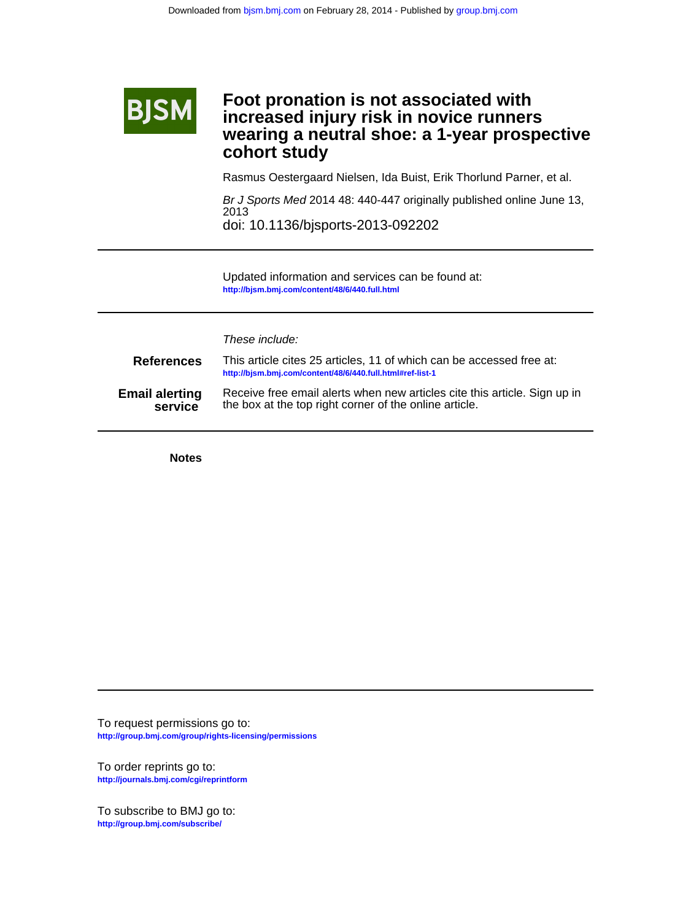Downloaded from bjsm.bmj.com on February 28, 2014 - Published by group.bmj.com

BJSM

# Foot pronation is not associated with increased injury risk in novice runners wearing a neutral shoe: a 1-year prospective cohort study

Rasmus Oestergaard Nielsen, Ida Buist, Erik Thorlund Parner, et al.

*Br J Sports Med* 2014 48: 440-447 originally published online June 13, 2013

doi: 10.1136/bjsports-2013-092202

---

Updated information and services can be found at:
http://bjsm.bmj.com/content/48/6/440.full.html

---

*These include:*

**References** This article cites 25 articles, 11 of which can be accessed free at:
http://bjsm.bmj.com/content/48/6/440.full.html#ref-list-1

**Email alerting service** Receive free email alerts when new articles cite this article. Sign up in the box at the top right corner of the online article.

---

**Notes**

---

To request permissions go to:
http://group.bmj.com/group/rights-licensing/permissions

To order reprints go to:
http://journals.bmj.com/cgi/reprintform

To subscribe to BMJ go to:
http://group.bmj.com/subscribe/